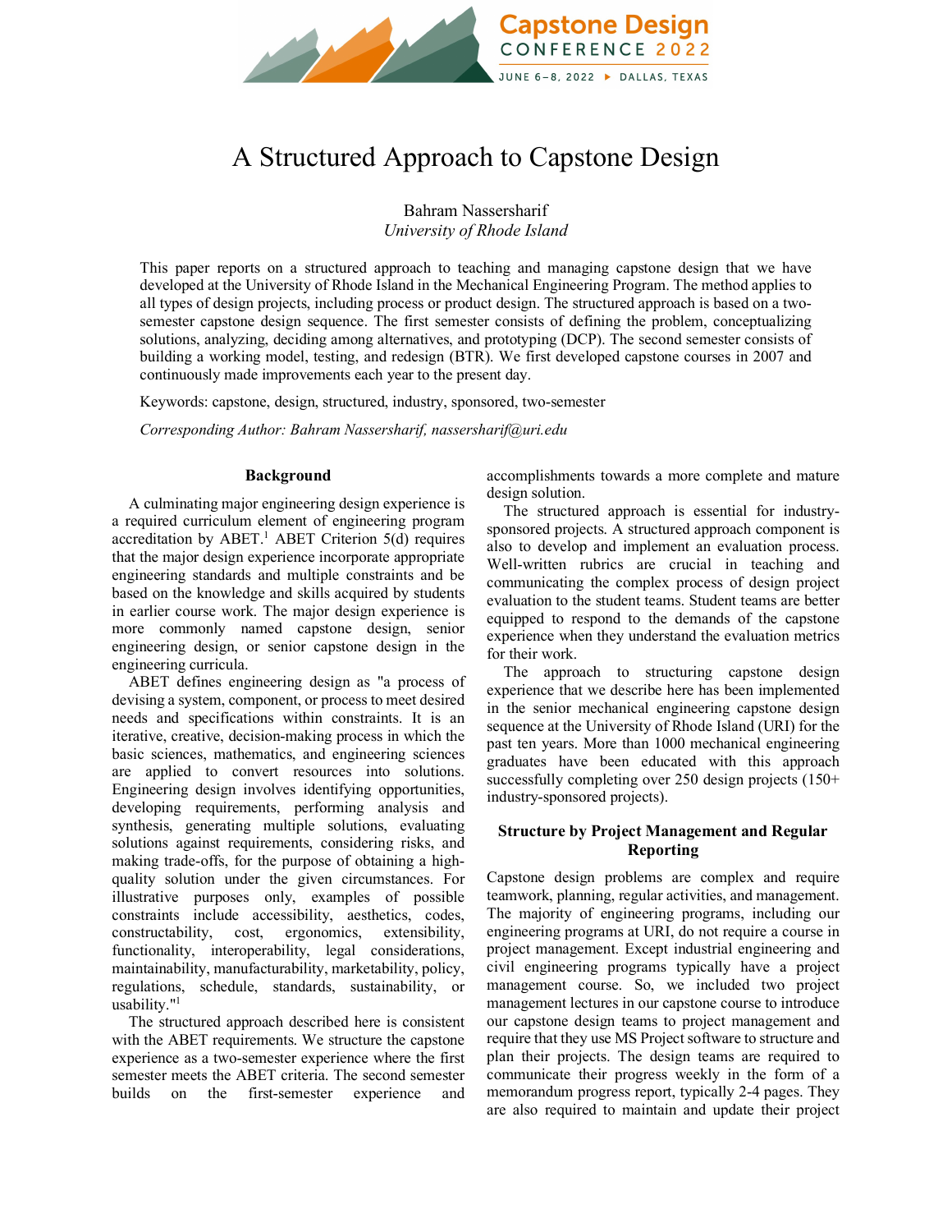# A Structured Approach to Capstone Design

Bahram Nassersharif
*University of Rhode Island*

This paper reports on a structured approach to teaching and managing capstone design that we have developed at the University of Rhode Island in the Mechanical Engineering Program. The method applies to all types of design projects, including process or product design. The structured approach is based on a two-semester capstone design sequence. The first semester consists of defining the problem, conceptualizing solutions, analyzing, deciding among alternatives, and prototyping (DCP). The second semester consists of building a working model, testing, and redesign (BTR). We first developed capstone courses in 2007 and continuously made improvements each year to the present day.

Keywords: capstone, design, structured, industry, sponsored, two-semester

*Corresponding Author: Bahram Nassersharif, nassersharif@uri.edu*

## Background

A culminating major engineering design experience is a required curriculum element of engineering program accreditation by ABET.[1] ABET Criterion 5(d) requires that the major design experience incorporate appropriate engineering standards and multiple constraints and be based on the knowledge and skills acquired by students in earlier course work. The major design experience is more commonly named capstone design, senior engineering design, or senior capstone design in the engineering curricula.

ABET defines engineering design as "a process of devising a system, component, or process to meet desired needs and specifications within constraints. It is an iterative, creative, decision-making process in which the basic sciences, mathematics, and engineering sciences are applied to convert resources into solutions. Engineering design involves identifying opportunities, developing requirements, performing analysis and synthesis, generating multiple solutions, evaluating solutions against requirements, considering risks, and making trade-offs, for the purpose of obtaining a high-quality solution under the given circumstances. For illustrative purposes only, examples of possible constraints include accessibility, aesthetics, codes, constructability, cost, ergonomics, extensibility, functionality, interoperability, legal considerations, maintainability, manufacturability, marketability, policy, regulations, schedule, standards, sustainability, or usability."[1]

The structured approach described here is consistent with the ABET requirements. We structure the capstone experience as a two-semester experience where the first semester meets the ABET criteria. The second semester builds on the first-semester experience and accomplishments towards a more complete and mature design solution.

The structured approach is essential for industry-sponsored projects. A structured approach component is also to develop and implement an evaluation process. Well-written rubrics are crucial in teaching and communicating the complex process of design project evaluation to the student teams. Student teams are better equipped to respond to the demands of the capstone experience when they understand the evaluation metrics for their work.

The approach to structuring capstone design experience that we describe here has been implemented in the senior mechanical engineering capstone design sequence at the University of Rhode Island (URI) for the past ten years. More than 1000 mechanical engineering graduates have been educated with this approach successfully completing over 250 design projects (150+ industry-sponsored projects).

## Structure by Project Management and Regular Reporting

Capstone design problems are complex and require teamwork, planning, regular activities, and management. The majority of engineering programs, including our engineering programs at URI, do not require a course in project management. Except industrial engineering and civil engineering programs typically have a project management course. So, we included two project management lectures in our capstone course to introduce our capstone design teams to project management and require that they use MS Project software to structure and plan their projects. The design teams are required to communicate their progress weekly in the form of a memorandum progress report, typically 2-4 pages. They are also required to maintain and update their project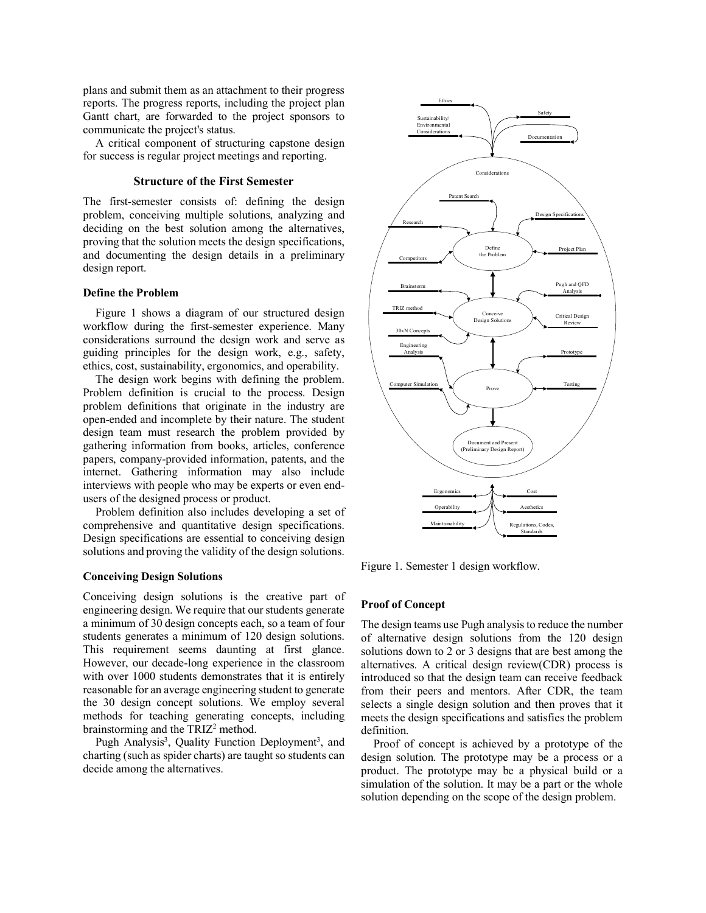plans and submit them as an attachment to their progress reports. The progress reports, including the project plan Gantt chart, are forwarded to the project sponsors to communicate the project's status.

A critical component of structuring capstone design for success is regular project meetings and reporting.

### Structure of the First Semester

The first-semester consists of: defining the design problem, conceiving multiple solutions, analyzing and deciding on the best solution among the alternatives, proving that the solution meets the design specifications, and documenting the design details in a preliminary design report.

#### Define the Problem

Figure 1 shows a diagram of our structured design workflow during the first-semester experience. Many considerations surround the design work and serve as guiding principles for the design work, e.g., safety, ethics, cost, sustainability, ergonomics, and operability.

The design work begins with defining the problem. Problem definition is crucial to the process. Design problem definitions that originate in the industry are open-ended and incomplete by their nature. The student design team must research the problem provided by gathering information from books, articles, conference papers, company-provided information, patents, and the internet. Gathering information may also include interviews with people who may be experts or even end-users of the designed process or product.

Problem definition also includes developing a set of comprehensive and quantitative design specifications. Design specifications are essential to conceiving design solutions and proving the validity of the design solutions.

#### Conceiving Design Solutions

Conceiving design solutions is the creative part of engineering design. We require that our students generate a minimum of 30 design concepts each, so a team of four students generates a minimum of 120 design solutions. This requirement seems daunting at first glance. However, our decade-long experience in the classroom with over 1000 students demonstrates that it is entirely reasonable for an average engineering student to generate the 30 design concept solutions. We employ several methods for teaching generating concepts, including brainstorming and the TRIZ[2] method.

Pugh Analysis[3], Quality Function Deployment[3], and charting (such as spider charts) are taught so students can decide among the alternatives.

Figure 1. Semester 1 design workflow.

#### Proof of Concept

The design teams use Pugh analysis to reduce the number of alternative design solutions from the 120 design solutions down to 2 or 3 designs that are best among the alternatives. A critical design review(CDR) process is introduced so that the design team can receive feedback from their peers and mentors. After CDR, the team selects a single design solution and then proves that it meets the design specifications and satisfies the problem definition.

Proof of concept is achieved by a prototype of the design solution. The prototype may be a process or a product. The prototype may be a physical build or a simulation of the solution. It may be a part or the whole solution depending on the scope of the design problem.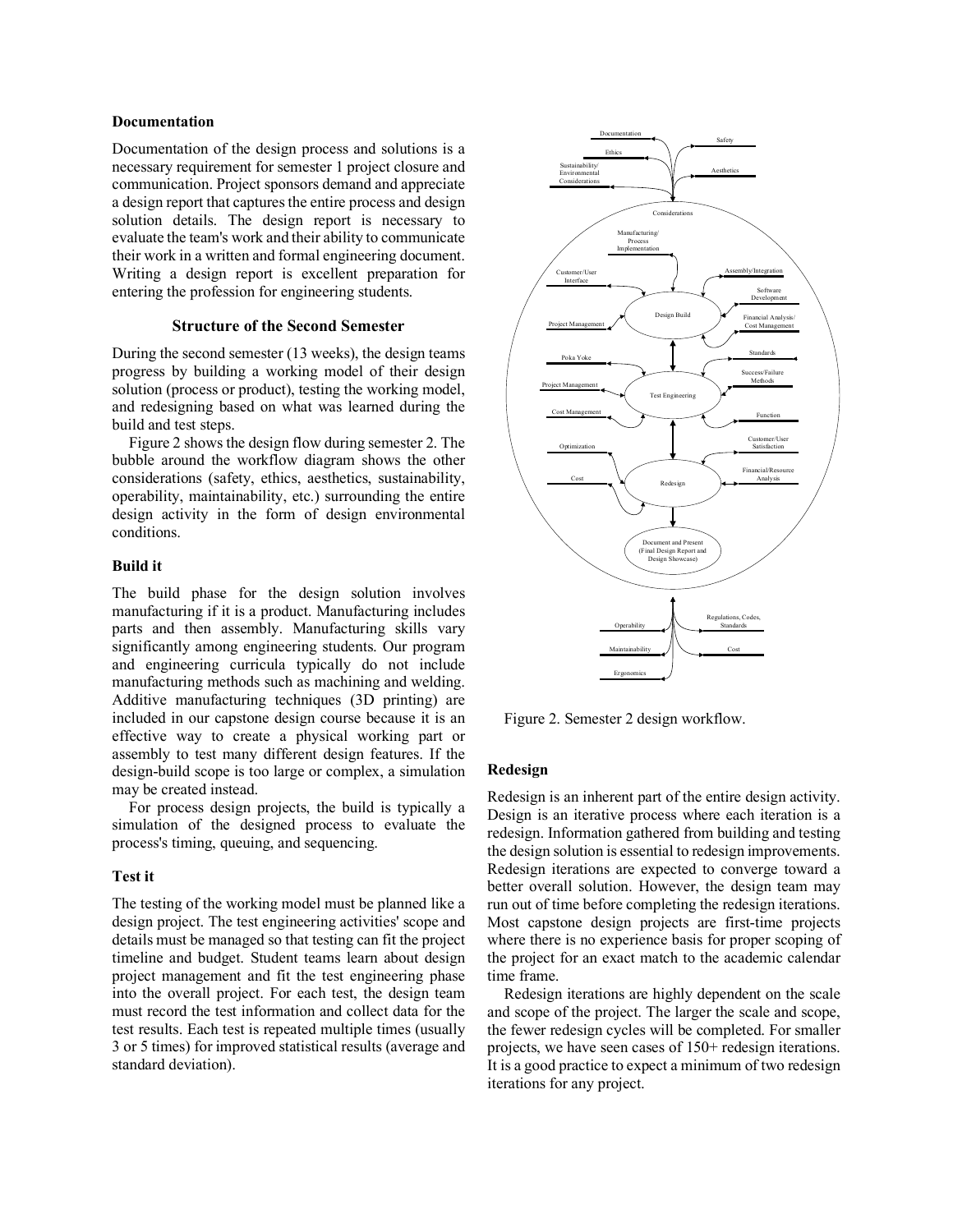### Documentation

Documentation of the design process and solutions is a necessary requirement for semester 1 project closure and communication. Project sponsors demand and appreciate a design report that captures the entire process and design solution details. The design report is necessary to evaluate the team's work and their ability to communicate their work in a written and formal engineering document. Writing a design report is excellent preparation for entering the profession for engineering students.

## Structure of the Second Semester

During the second semester (13 weeks), the design teams progress by building a working model of their design solution (process or product), testing the working model, and redesigning based on what was learned during the build and test steps.

Figure 2 shows the design flow during semester 2. The bubble around the workflow diagram shows the other considerations (safety, ethics, aesthetics, sustainability, operability, maintainability, etc.) surrounding the entire design activity in the form of design environmental conditions.

### Build it

The build phase for the design solution involves manufacturing if it is a product. Manufacturing includes parts and then assembly. Manufacturing skills vary significantly among engineering students. Our program and engineering curricula typically do not include manufacturing methods such as machining and welding. Additive manufacturing techniques (3D printing) are included in our capstone design course because it is an effective way to create a physical working part or assembly to test many different design features. If the design-build scope is too large or complex, a simulation may be created instead.

For process design projects, the build is typically a simulation of the designed process to evaluate the process's timing, queuing, and sequencing.

### Test it

The testing of the working model must be planned like a design project. The test engineering activities' scope and details must be managed so that testing can fit the project timeline and budget. Student teams learn about design project management and fit the test engineering phase into the overall project. For each test, the design team must record the test information and collect data for the test results. Each test is repeated multiple times (usually 3 or 5 times) for improved statistical results (average and standard deviation).

Figure 2. Semester 2 design workflow.

### Redesign

Redesign is an inherent part of the entire design activity. Design is an iterative process where each iteration is a redesign. Information gathered from building and testing the design solution is essential to redesign improvements. Redesign iterations are expected to converge toward a better overall solution. However, the design team may run out of time before completing the redesign iterations. Most capstone design projects are first-time projects where there is no experience basis for proper scoping of the project for an exact match to the academic calendar time frame.

Redesign iterations are highly dependent on the scale and scope of the project. The larger the scale and scope, the fewer redesign cycles will be completed. For smaller projects, we have seen cases of 150+ redesign iterations. It is a good practice to expect a minimum of two redesign iterations for any project.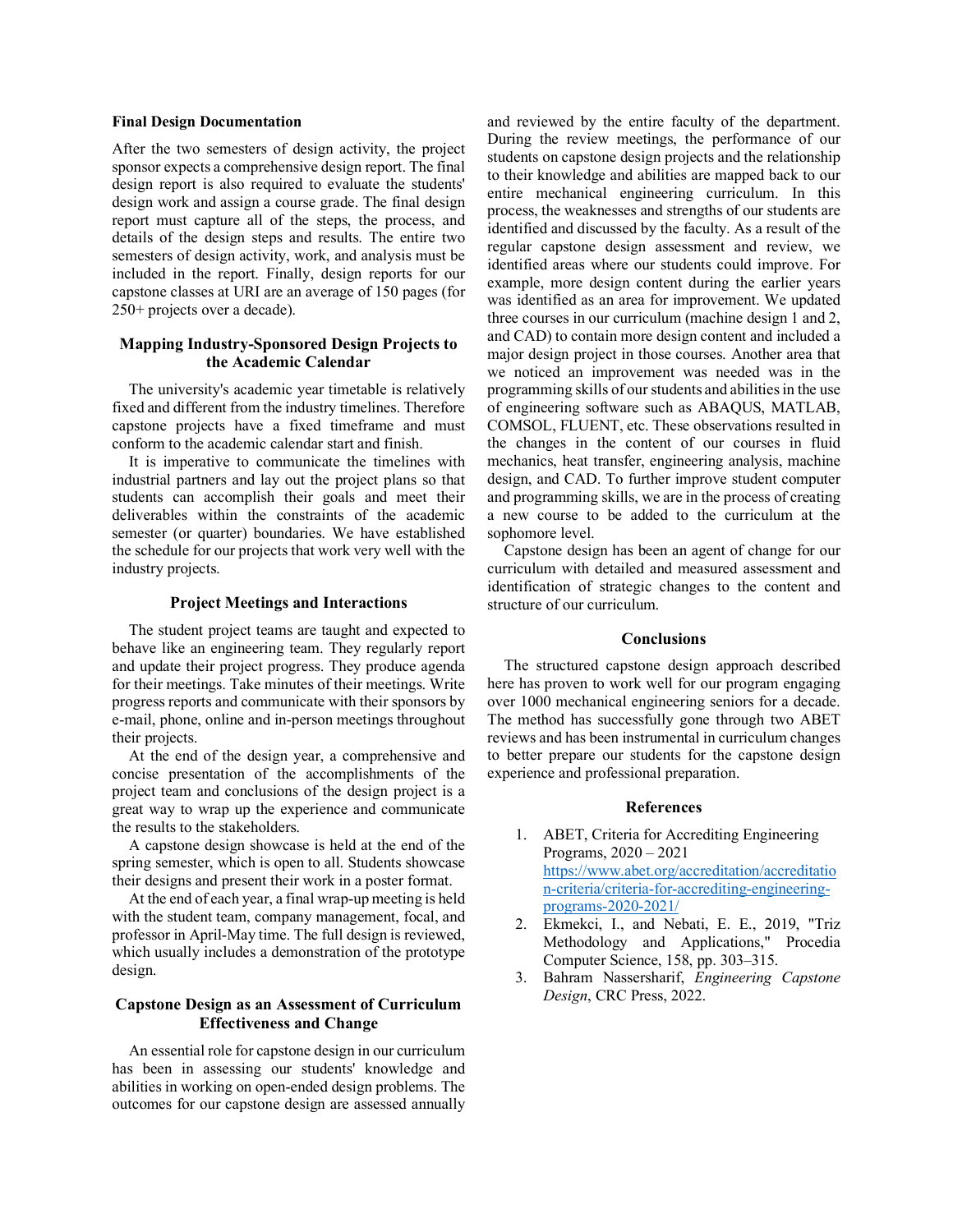## Final Design Documentation

After the two semesters of design activity, the project sponsor expects a comprehensive design report. The final design report is also required to evaluate the students' design work and assign a course grade. The final design report must capture all of the steps, the process, and details of the design steps and results. The entire two semesters of design activity, work, and analysis must be included in the report. Finally, design reports for our capstone classes at URI are an average of 150 pages (for 250+ projects over a decade).

## Mapping Industry-Sponsored Design Projects to the Academic Calendar

The university's academic year timetable is relatively fixed and different from the industry timelines. Therefore capstone projects have a fixed timeframe and must conform to the academic calendar start and finish.

It is imperative to communicate the timelines with industrial partners and lay out the project plans so that students can accomplish their goals and meet their deliverables within the constraints of the academic semester (or quarter) boundaries. We have established the schedule for our projects that work very well with the industry projects.

## Project Meetings and Interactions

The student project teams are taught and expected to behave like an engineering team. They regularly report and update their project progress. They produce agenda for their meetings. Take minutes of their meetings. Write progress reports and communicate with their sponsors by e-mail, phone, online and in-person meetings throughout their projects.

At the end of the design year, a comprehensive and concise presentation of the accomplishments of the project team and conclusions of the design project is a great way to wrap up the experience and communicate the results to the stakeholders.

A capstone design showcase is held at the end of the spring semester, which is open to all. Students showcase their designs and present their work in a poster format.

At the end of each year, a final wrap-up meeting is held with the student team, company management, focal, and professor in April-May time. The full design is reviewed, which usually includes a demonstration of the prototype design.

## Capstone Design as an Assessment of Curriculum Effectiveness and Change

An essential role for capstone design in our curriculum has been in assessing our students' knowledge and abilities in working on open-ended design problems. The outcomes for our capstone design are assessed annually and reviewed by the entire faculty of the department. During the review meetings, the performance of our students on capstone design projects and the relationship to their knowledge and abilities are mapped back to our entire mechanical engineering curriculum. In this process, the weaknesses and strengths of our students are identified and discussed by the faculty. As a result of the regular capstone design assessment and review, we identified areas where our students could improve. For example, more design content during the earlier years was identified as an area for improvement. We updated three courses in our curriculum (machine design 1 and 2, and CAD) to contain more design content and included a major design project in those courses. Another area that we noticed an improvement was needed was in the programming skills of our students and abilities in the use of engineering software such as ABAQUS, MATLAB, COMSOL, FLUENT, etc. These observations resulted in the changes in the content of our courses in fluid mechanics, heat transfer, engineering analysis, machine design, and CAD. To further improve student computer and programming skills, we are in the process of creating a new course to be added to the curriculum at the sophomore level.

Capstone design has been an agent of change for our curriculum with detailed and measured assessment and identification of strategic changes to the content and structure of our curriculum.

## Conclusions

The structured capstone design approach described here has proven to work well for our program engaging over 1000 mechanical engineering seniors for a decade. The method has successfully gone through two ABET reviews and has been instrumental in curriculum changes to better prepare our students for the capstone design experience and professional preparation.

## References

1. ABET, Criteria for Accrediting Engineering Programs, 2020 – 2021 https://www.abet.org/accreditation/accreditation-criteria/criteria-for-accrediting-engineering-programs-2020-2021/
2. Ekmekci, I., and Nebati, E. E., 2019, "Triz Methodology and Applications," Procedia Computer Science, 158, pp. 303–315.
3. Bahram Nassersharif, *Engineering Capstone Design*, CRC Press, 2022.